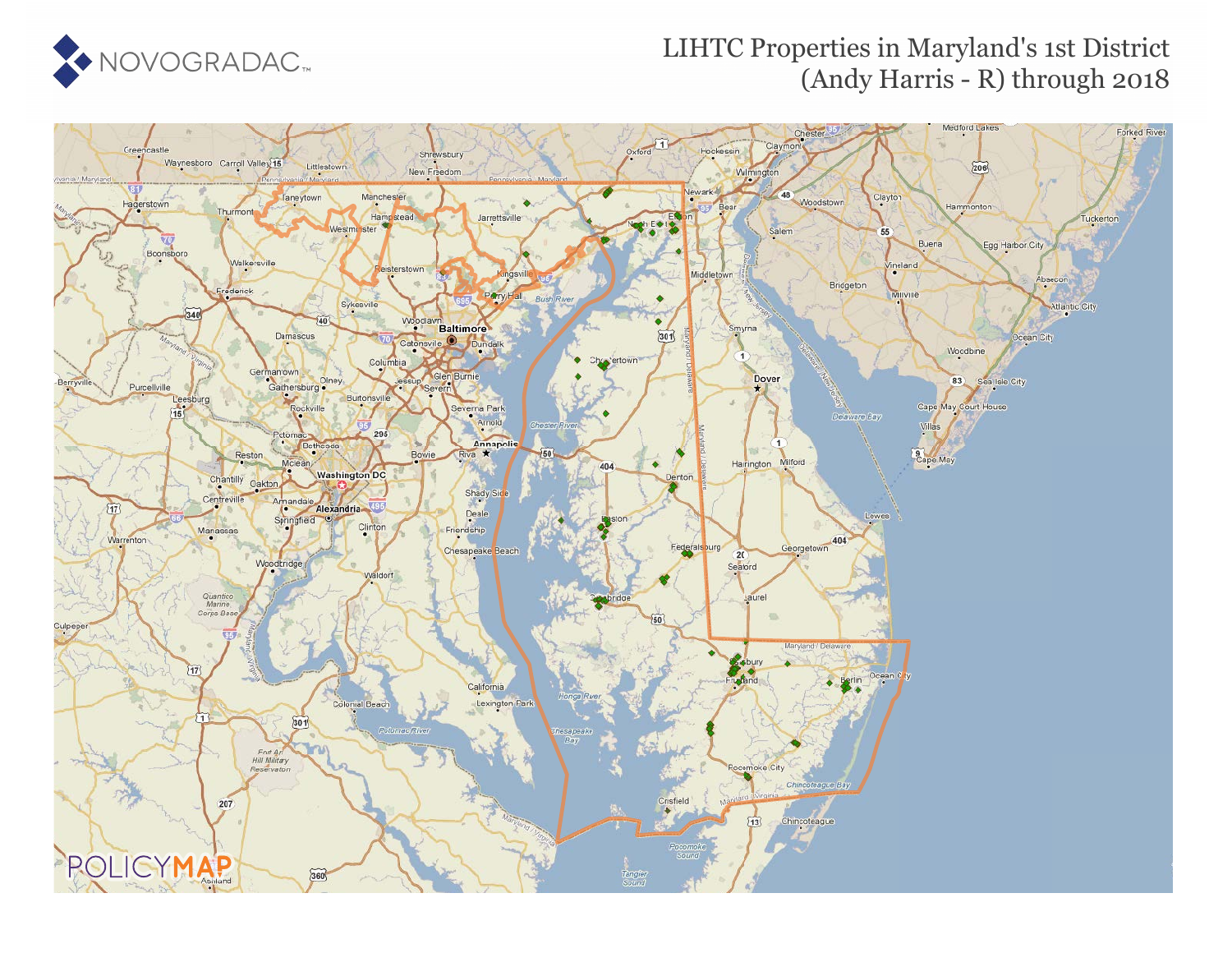NOVOGRADAC

# LIHTC Properties in Maryland's 1st District (Andy Harris - R) through 2018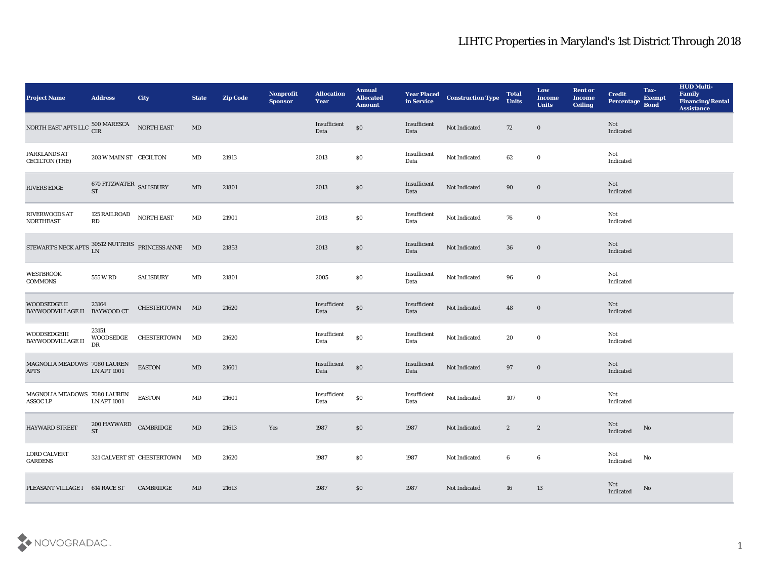# LIHTC Properties in Maryland's 1st District Through 2018

| Project Name | Address | City | State | Zip Code | Nonprofit Sponsor | Allocation Year | Annual Allocated Amount | Year Placed in Service | Construction Type | Total Units | Low Income Units | Rent or Income Ceiling | Credit Percentage | Tax-Exempt Bond | HUD Multi-Family Financing/Rental Assistance |
|---|---|---|---|---|---|---|---|---|---|---|---|---|---|---|---|
| NORTH EAST APTS LLC | 500 MARESCA CIR | NORTH EAST | MD | | | Insufficient Data | $0 | Insufficient Data | Not Indicated | 72 | 0 | | Not Indicated | | |
| PARKLANDS AT CECILTON (THE) | 203 W MAIN ST | CECILTON | MD | 21913 | | 2013 | $0 | Insufficient Data | Not Indicated | 62 | 0 | | Not Indicated | | |
| RIVERS EDGE | 670 FITZWATER ST | SALISBURY | MD | 21801 | | 2013 | $0 | Insufficient Data | Not Indicated | 90 | 0 | | Not Indicated | | |
| RIVERWOODS AT NORTHEAST | 125 RAILROAD RD | NORTH EAST | MD | 21901 | | 2013 | $0 | Insufficient Data | Not Indicated | 76 | 0 | | Not Indicated | | |
| STEWART'S NECK APTS | 30512 NUTTERS LN | PRINCESS ANNE | MD | 21853 | | 2013 | $0 | Insufficient Data | Not Indicated | 36 | 0 | | Not Indicated | | |
| WESTBROOK COMMONS | 555 W RD | SALISBURY | MD | 21801 | | 2005 | $0 | Insufficient Data | Not Indicated | 96 | 0 | | Not Indicated | | |
| WOODSEDGE II BAYWOODVILLAGE II | 23164 BAYWOOD CT | CHESTERTOWN | MD | 21620 | | Insufficient Data | $0 | Insufficient Data | Not Indicated | 48 | 0 | | Not Indicated | | |
| WOODSEDGEIII BAYWOODVILLAGE II | 23151 WOODSEDGE DR | CHESTERTOWN | MD | 21620 | | Insufficient Data | $0 | Insufficient Data | Not Indicated | 20 | 0 | | Not Indicated | | |
| MAGNOLIA MEADOWS APTS | 7080 LAUREN LN APT 1001 | EASTON | MD | 21601 | | Insufficient Data | $0 | Insufficient Data | Not Indicated | 97 | 0 | | Not Indicated | | |
| MAGNOLIA MEADOWS ASSOC LP | 7080 LAUREN LN APT 1001 | EASTON | MD | 21601 | | Insufficient Data | $0 | Insufficient Data | Not Indicated | 107 | 0 | | Not Indicated | | |
| HAYWARD STREET | 200 HAYWARD ST | CAMBRIDGE | MD | 21613 | Yes | 1987 | $0 | 1987 | Not Indicated | 2 | 2 | | Not Indicated | No | |
| LORD CALVERT GARDENS | 321 CALVERT ST | CHESTERTOWN | MD | 21620 | | 1987 | $0 | 1987 | Not Indicated | 6 | 6 | | Not Indicated | No | |
| PLEASANT VILLAGE I | 614 RACE ST | CAMBRIDGE | MD | 21613 | | 1987 | $0 | 1987 | Not Indicated | 16 | 13 | | Not Indicated | No | |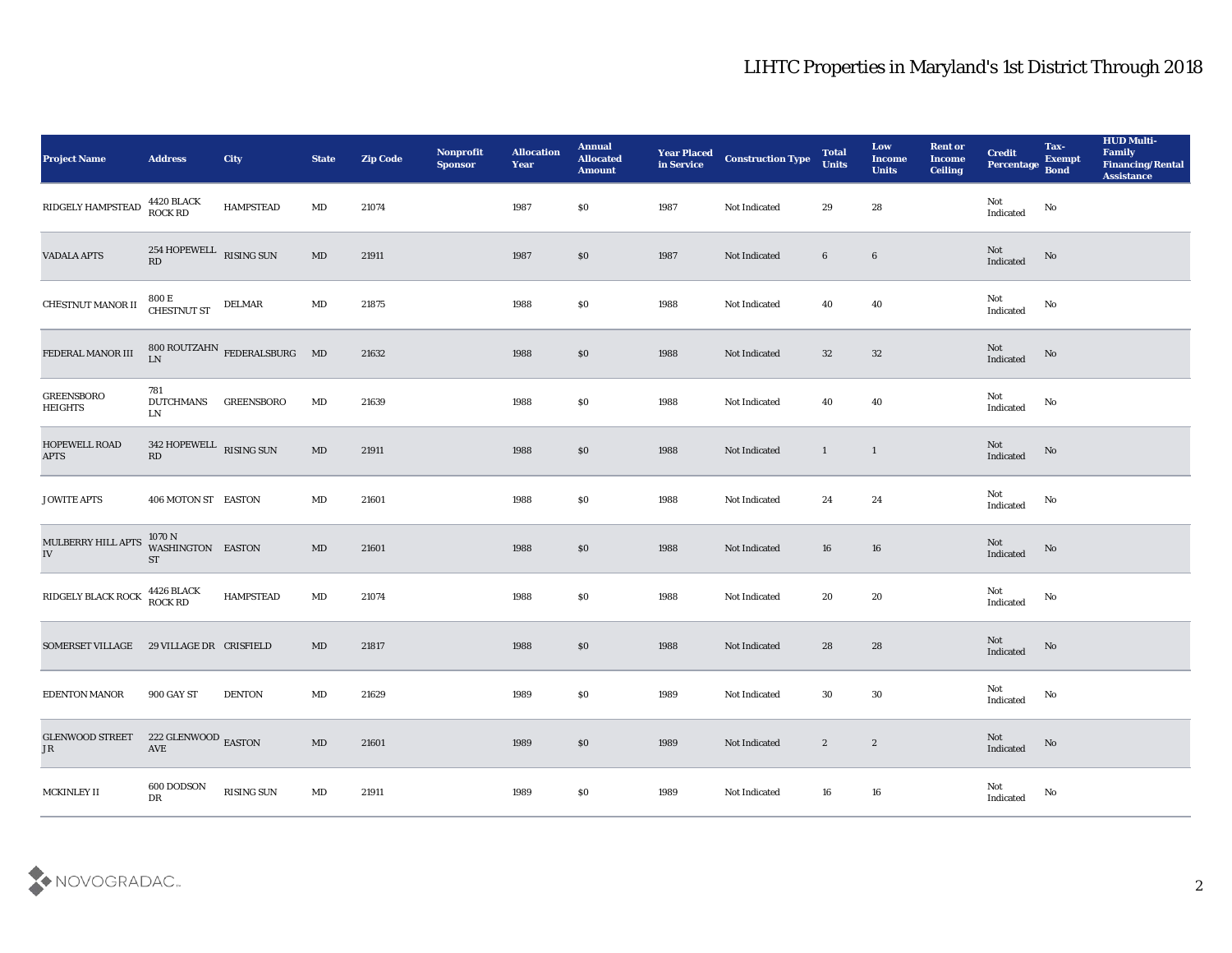| Project Name | Address | City | State | Zip Code | Nonprofit Sponsor | Allocation Year | Annual Allocated Amount | Year Placed in Service | Construction Type | Total Units | Low Income Units | Rent or Income Ceiling | Credit Percentage | Tax-Exempt Bond | HUD Multi-Family Financing/Rental Assistance |
|---|---|---|---|---|---|---|---|---|---|---|---|---|---|---|---|
| RIDGELY HAMPSTEAD | 4420 BLACK ROCK RD | HAMPSTEAD | MD | 21074 | | 1987 | $0 | 1987 | Not Indicated | 29 | 28 | | Not Indicated | No | |
| VADALA APTS | 254 HOPEWELL RD | RISING SUN | MD | 21911 | | 1987 | $0 | 1987 | Not Indicated | 6 | 6 | | Not Indicated | No | |
| CHESTNUT MANOR II | 800 E CHESTNUT ST | DELMAR | MD | 21875 | | 1988 | $0 | 1988 | Not Indicated | 40 | 40 | | Not Indicated | No | |
| FEDERAL MANOR III | 800 ROUTZAHN LN | FEDERALSBURG | MD | 21632 | | 1988 | $0 | 1988 | Not Indicated | 32 | 32 | | Not Indicated | No | |
| GREENSBORO HEIGHTS | 781 DUTCHMANS LN | GREENSBORO | MD | 21639 | | 1988 | $0 | 1988 | Not Indicated | 40 | 40 | | Not Indicated | No | |
| HOPEWELL ROAD APTS | 342 HOPEWELL RD | RISING SUN | MD | 21911 | | 1988 | $0 | 1988 | Not Indicated | 1 | 1 | | Not Indicated | No | |
| JOWITE APTS | 406 MOTON ST | EASTON | MD | 21601 | | 1988 | $0 | 1988 | Not Indicated | 24 | 24 | | Not Indicated | No | |
| MULBERRY HILL APTS IV | 1070 N WASHINGTON ST | EASTON | MD | 21601 | | 1988 | $0 | 1988 | Not Indicated | 16 | 16 | | Not Indicated | No | |
| RIDGELY BLACK ROCK | 4426 BLACK ROCK RD | HAMPSTEAD | MD | 21074 | | 1988 | $0 | 1988 | Not Indicated | 20 | 20 | | Not Indicated | No | |
| SOMERSET VILLAGE | 29 VILLAGE DR | CRISFIELD | MD | 21817 | | 1988 | $0 | 1988 | Not Indicated | 28 | 28 | | Not Indicated | No | |
| EDENTON MANOR | 900 GAY ST | DENTON | MD | 21629 | | 1989 | $0 | 1989 | Not Indicated | 30 | 30 | | Not Indicated | No | |
| GLENWOOD STREET JR | 222 GLENWOOD AVE | EASTON | MD | 21601 | | 1989 | $0 | 1989 | Not Indicated | 2 | 2 | | Not Indicated | No | |
| MCKINLEY II | 600 DODSON DR | RISING SUN | MD | 21911 | | 1989 | $0 | 1989 | Not Indicated | 16 | 16 | | Not Indicated | No | |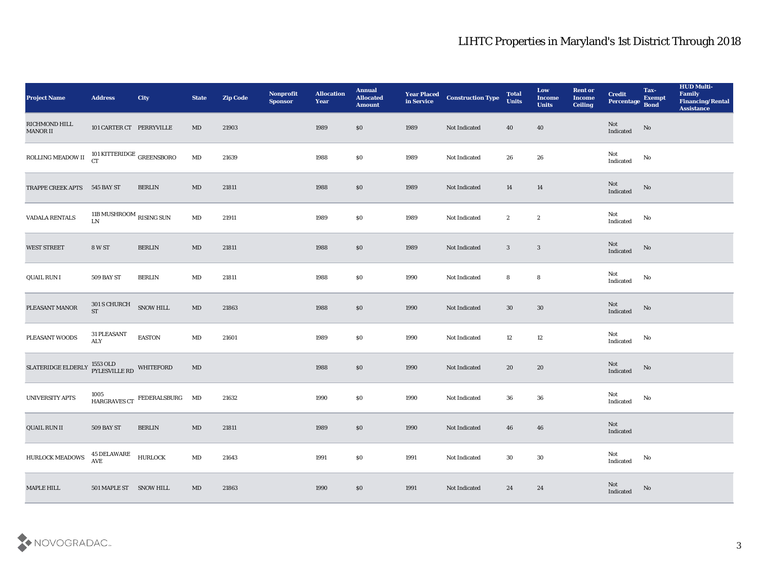# LIHTC Properties in Maryland's 1st District Through 2018

| Project Name | Address | City | State | Zip Code | Nonprofit Sponsor | Allocation Year | Annual Allocated Amount | Year Placed in Service | Construction Type | Total Units | Low Income Units | Rent or Income Ceiling | Credit Percentage | Tax-Exempt Bond | HUD Multi-Family Financing/Rental Assistance |
|---|---|---|---|---|---|---|---|---|---|---|---|---|---|---|---|
| RICHMOND HILL MANOR II | 101 CARTER CT | PERRYVILLE | MD | 21903 | | 1989 | $0 | 1989 | Not Indicated | 40 | 40 | | Not Indicated | No | |
| ROLLING MEADOW II | 101 KITTERIDGE CT | GREENSBORO | MD | 21639 | | 1988 | $0 | 1989 | Not Indicated | 26 | 26 | | Not Indicated | No | |
| TRAPPE CREEK APTS | 545 BAY ST | BERLIN | MD | 21811 | | 1988 | $0 | 1989 | Not Indicated | 14 | 14 | | Not Indicated | No | |
| VADALA RENTALS | 11B MUSHROOM LN | RISING SUN | MD | 21911 | | 1989 | $0 | 1989 | Not Indicated | 2 | 2 | | Not Indicated | No | |
| WEST STREET | 8 W ST | BERLIN | MD | 21811 | | 1988 | $0 | 1989 | Not Indicated | 3 | 3 | | Not Indicated | No | |
| QUAIL RUN I | 509 BAY ST | BERLIN | MD | 21811 | | 1988 | $0 | 1990 | Not Indicated | 8 | 8 | | Not Indicated | No | |
| PLEASANT MANOR | 301 S CHURCH ST | SNOW HILL | MD | 21863 | | 1988 | $0 | 1990 | Not Indicated | 30 | 30 | | Not Indicated | No | |
| PLEASANT WOODS | 31 PLEASANT ALY | EASTON | MD | 21601 | | 1989 | $0 | 1990 | Not Indicated | 12 | 12 | | Not Indicated | No | |
| SLATERIDGE ELDERLY | 1553 OLD PYLESVILLE RD | WHITEFORD | MD | | | 1988 | $0 | 1990 | Not Indicated | 20 | 20 | | Not Indicated | No | |
| UNIVERSITY APTS | 1005 HARGRAVES CT | FEDERALSBURG | MD | 21632 | | 1990 | $0 | 1990 | Not Indicated | 36 | 36 | | Not Indicated | No | |
| QUAIL RUN II | 509 BAY ST | BERLIN | MD | 21811 | | 1989 | $0 | 1990 | Not Indicated | 46 | 46 | | Not Indicated | | |
| HURLOCK MEADOWS | 45 DELAWARE AVE | HURLOCK | MD | 21643 | | 1991 | $0 | 1991 | Not Indicated | 30 | 30 | | Not Indicated | No | |
| MAPLE HILL | 501 MAPLE ST | SNOW HILL | MD | 21863 | | 1990 | $0 | 1991 | Not Indicated | 24 | 24 | | Not Indicated | No | |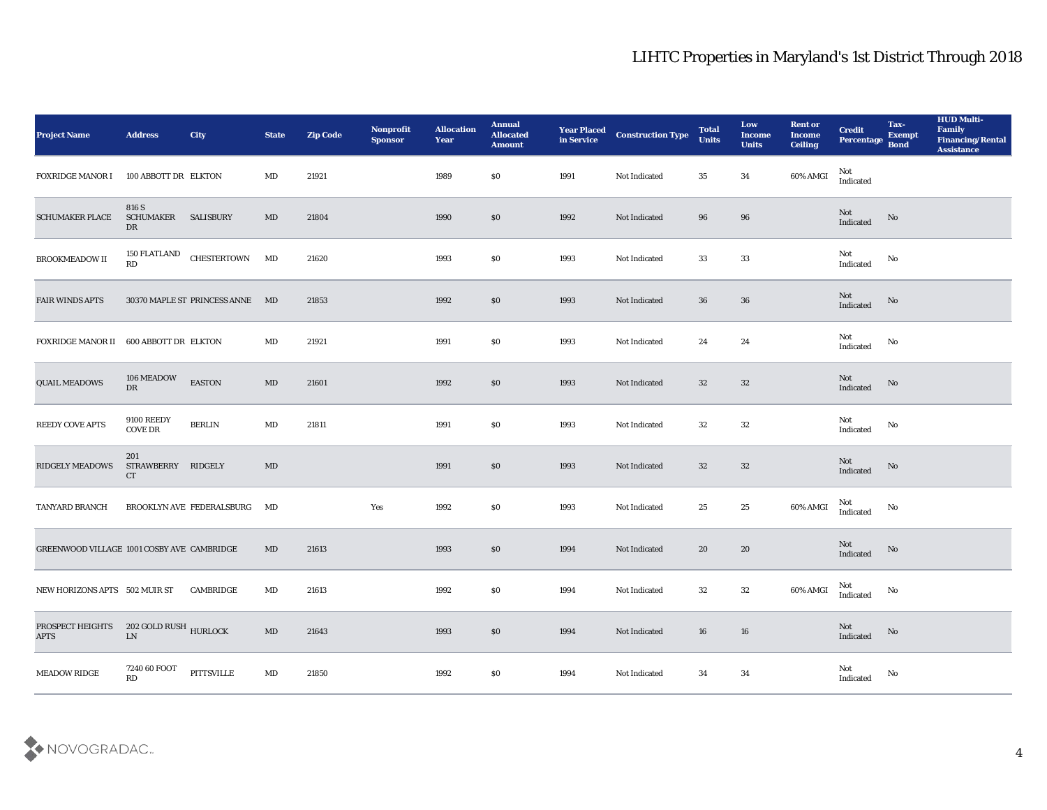# LIHTC Properties in Maryland's 1st District Through 2018

| Project Name | Address | City | State | Zip Code | Nonprofit Sponsor | Allocation Year | Annual Allocated Amount | Year Placed in Service | Construction Type | Total Units | Low Income Units | Rent or Income Ceiling | Credit Percentage | Tax-Exempt Bond | HUD Multi-Family Financing/Rental Assistance |
|---|---|---|---|---|---|---|---|---|---|---|---|---|---|---|---|
| FOXRIDGE MANOR I | 100 ABBOTT DR | ELKTON | MD | 21921 | | 1989 | $0 | 1991 | Not Indicated | 35 | 34 | 60% AMGI | Not Indicated | | |
| SCHUMAKER PLACE | 816 S SCHUMAKER DR | SALISBURY | MD | 21804 | | 1990 | $0 | 1992 | Not Indicated | 96 | 96 | | Not Indicated | No | |
| BROOKMEADOW II | 150 FLATLAND RD | CHESTERTOWN | MD | 21620 | | 1993 | $0 | 1993 | Not Indicated | 33 | 33 | | Not Indicated | No | |
| FAIR WINDS APTS | 30370 MAPLE ST | PRINCESS ANNE | MD | 21853 | | 1992 | $0 | 1993 | Not Indicated | 36 | 36 | | Not Indicated | No | |
| FOXRIDGE MANOR II | 600 ABBOTT DR | ELKTON | MD | 21921 | | 1991 | $0 | 1993 | Not Indicated | 24 | 24 | | Not Indicated | No | |
| QUAIL MEADOWS | 106 MEADOW DR | EASTON | MD | 21601 | | 1992 | $0 | 1993 | Not Indicated | 32 | 32 | | Not Indicated | No | |
| REEDY COVE APTS | 9100 REEDY COVE DR | BERLIN | MD | 21811 | | 1991 | $0 | 1993 | Not Indicated | 32 | 32 | | Not Indicated | No | |
| RIDGELY MEADOWS | 201 STRAWBERRY CT | RIDGELY | MD | | | 1991 | $0 | 1993 | Not Indicated | 32 | 32 | | Not Indicated | No | |
| TANYARD BRANCH | BROOKLYN AVE | FEDERALSBURG | MD | | Yes | 1992 | $0 | 1993 | Not Indicated | 25 | 25 | 60% AMGI | Not Indicated | No | |
| GREENWOOD VILLAGE | 1001 COSBY AVE | CAMBRIDGE | MD | 21613 | | 1993 | $0 | 1994 | Not Indicated | 20 | 20 | | Not Indicated | No | |
| NEW HORIZONS APTS | 502 MUIR ST | CAMBRIDGE | MD | 21613 | | 1992 | $0 | 1994 | Not Indicated | 32 | 32 | 60% AMGI | Not Indicated | No | |
| PROSPECT HEIGHTS APTS | 202 GOLD RUSH LN | HURLOCK | MD | 21643 | | 1993 | $0 | 1994 | Not Indicated | 16 | 16 | | Not Indicated | No | |
| MEADOW RIDGE | 7240 60 FOOT RD | PITTSVILLE | MD | 21850 | | 1992 | $0 | 1994 | Not Indicated | 34 | 34 | | Not Indicated | No | |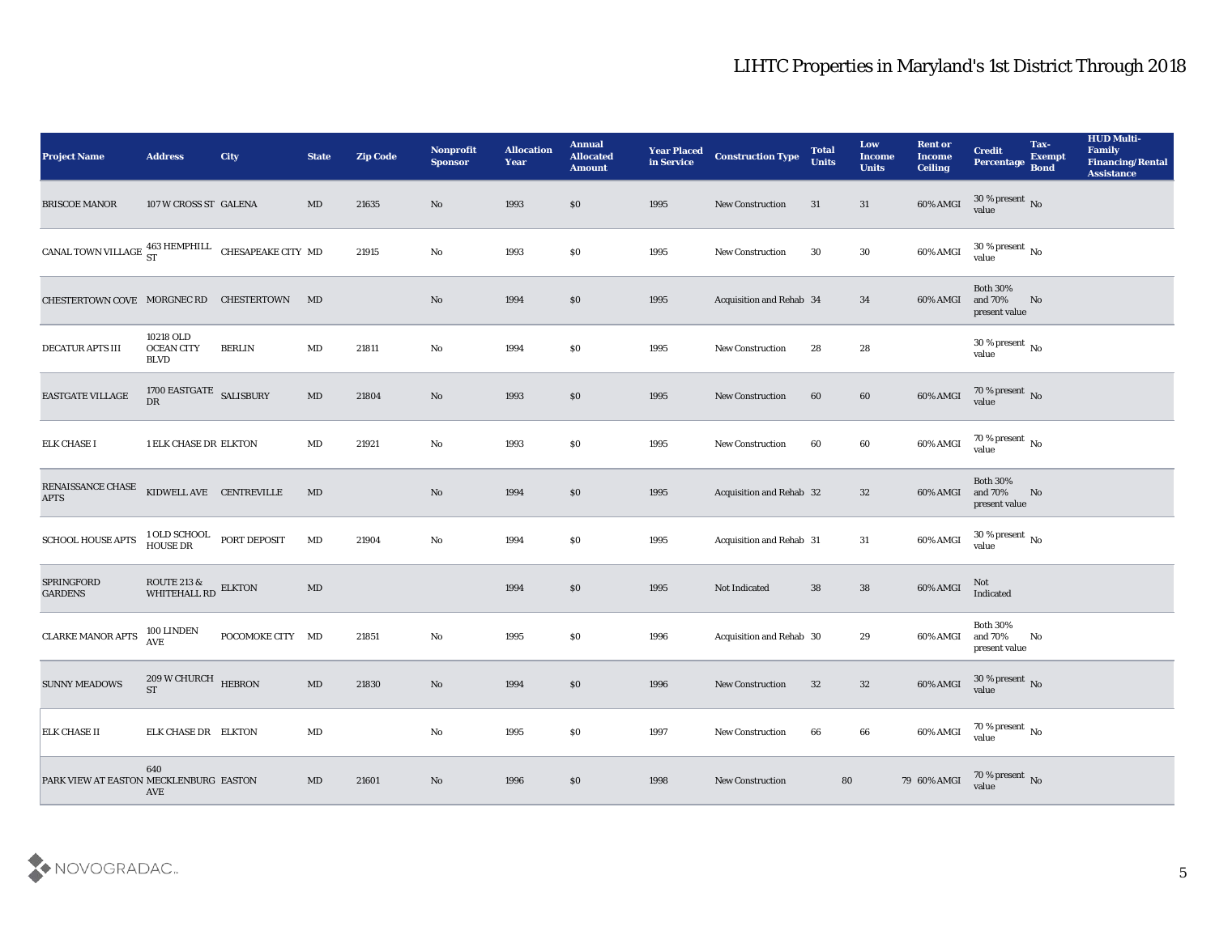# LIHTC Properties in Maryland's 1st District Through 2018

| Project Name | Address | City | State | Zip Code | Nonprofit Sponsor | Allocation Year | Annual Allocated Amount | Year Placed in Service | Construction Type | Total Units | Low Income Units | Rent or Income Ceiling | Credit Percentage | Tax-Exempt Bond | HUD Multi-Family Financing/Rental Assistance |
|---|---|---|---|---|---|---|---|---|---|---|---|---|---|---|---|
| BRISCOE MANOR | 107 W CROSS ST | GALENA | MD | 21635 | No | 1993 | $0 | 1995 | New Construction | 31 | 31 | 60% AMGI | 30 % present value | No | |
| CANAL TOWN VILLAGE | 463 HEMPHILL ST | CHESAPEAKE CITY | MD | 21915 | No | 1993 | $0 | 1995 | New Construction | 30 | 30 | 60% AMGI | 30 % present value | No | |
| CHESTERTOWN COVE | MORGNEC RD | CHESTERTOWN | MD | | No | 1994 | $0 | 1995 | Acquisition and Rehab | 34 | 34 | 60% AMGI | Both 30% and 70% present value | No | |
| DECATUR APTS III | 10218 OLD OCEAN CITY BLVD | BERLIN | MD | 21811 | No | 1994 | $0 | 1995 | New Construction | 28 | 28 | | 30 % present value | No | |
| EASTGATE VILLAGE | 1700 EASTGATE DR | SALISBURY | MD | 21804 | No | 1993 | $0 | 1995 | New Construction | 60 | 60 | 60% AMGI | 70 % present value | No | |
| ELK CHASE I | 1 ELK CHASE DR | ELKTON | MD | 21921 | No | 1993 | $0 | 1995 | New Construction | 60 | 60 | 60% AMGI | 70 % present value | No | |
| RENAISSANCE CHASE APTS | KIDWELL AVE | CENTREVILLE | MD | | No | 1994 | $0 | 1995 | Acquisition and Rehab | 32 | 32 | 60% AMGI | Both 30% and 70% present value | No | |
| SCHOOL HOUSE APTS | 1 OLD SCHOOL HOUSE DR | PORT DEPOSIT | MD | 21904 | No | 1994 | $0 | 1995 | Acquisition and Rehab | 31 | 31 | 60% AMGI | 30 % present value | No | |
| SPRINGFORD GARDENS | ROUTE 213 & WHITEHALL RD | ELKTON | MD | | | 1994 | $0 | 1995 | Not Indicated | 38 | 38 | 60% AMGI | Not Indicated | | |
| CLARKE MANOR APTS | 100 LINDEN AVE | POCOMOKE CITY | MD | 21851 | No | 1995 | $0 | 1996 | Acquisition and Rehab | 30 | 29 | 60% AMGI | Both 30% and 70% present value | No | |
| SUNNY MEADOWS | 209 W CHURCH ST | HEBRON | MD | 21830 | No | 1994 | $0 | 1996 | New Construction | 32 | 32 | 60% AMGI | 30 % present value | No | |
| ELK CHASE II | ELK CHASE DR | ELKTON | MD | | No | 1995 | $0 | 1997 | New Construction | 66 | 66 | 60% AMGI | 70 % present value | No | |
| PARK VIEW AT EASTON | 640 MECKLENBURG AVE | EASTON | MD | 21601 | No | 1996 | $0 | 1998 | New Construction | 80 | 79 | 60% AMGI | 70 % present value | No | |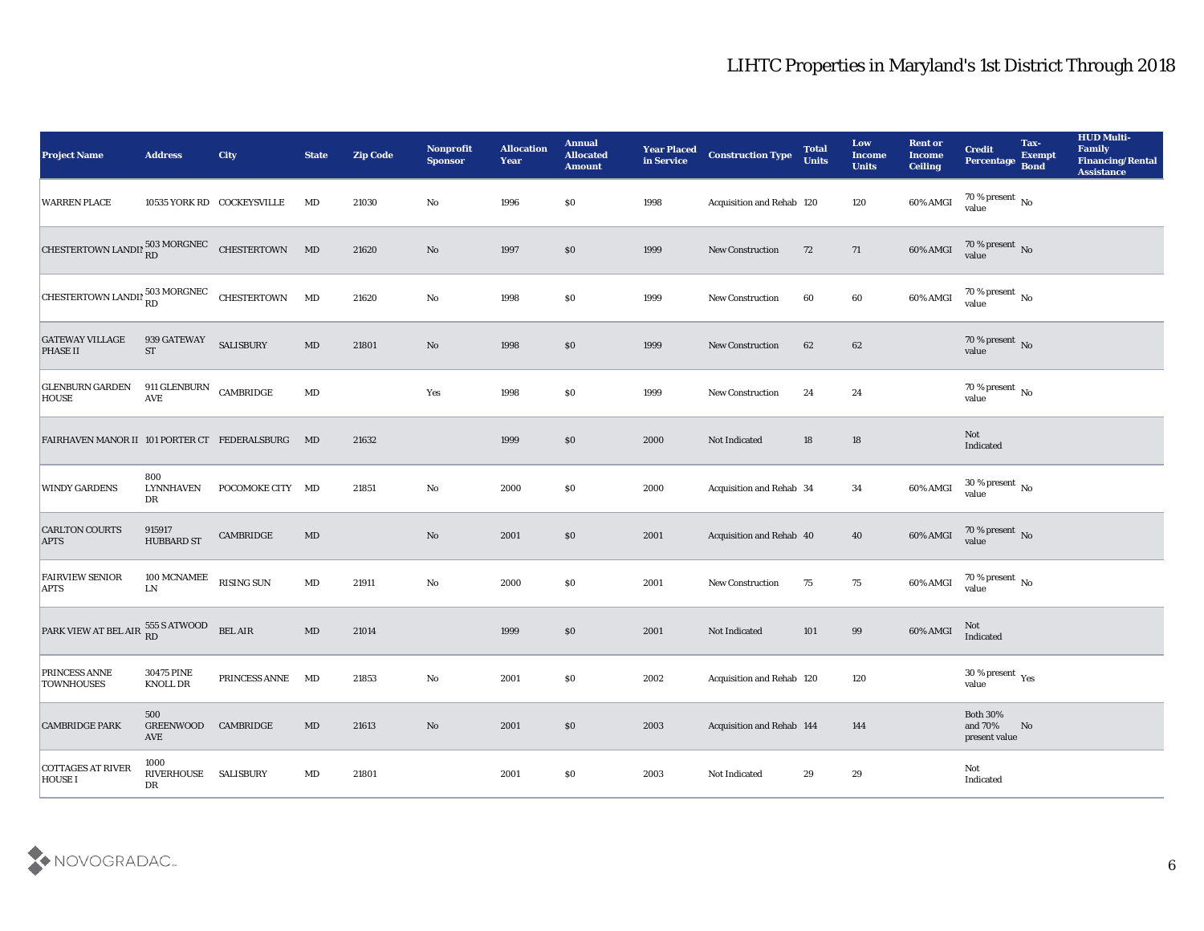# LIHTC Properties in Maryland's 1st District Through 2018

| Project Name | Address | City | State | Zip Code | Nonprofit Sponsor | Allocation Year | Annual Allocated Amount | Year Placed in Service | Construction Type | Total Units | Low Income Units | Rent or Income Ceiling | Credit Percentage | Tax-Exempt Bond | HUD Multi-Family Financing/Rental Assistance |
|---|---|---|---|---|---|---|---|---|---|---|---|---|---|---|---|
| WARREN PLACE | 10535 YORK RD | COCKEYSVILLE | MD | 21030 | No | 1996 | $0 | 1998 | Acquisition and Rehab | 120 | 120 | 60% AMGI | 70 % present value | No | |
| CHESTERTOWN LANDIN | 503 MORGNEC RD | CHESTERTOWN | MD | 21620 | No | 1997 | $0 | 1999 | New Construction | 72 | 71 | 60% AMGI | 70 % present value | No | |
| CHESTERTOWN LANDIN | 503 MORGNEC RD | CHESTERTOWN | MD | 21620 | No | 1998 | $0 | 1999 | New Construction | 60 | 60 | 60% AMGI | 70 % present value | No | |
| GATEWAY VILLAGE PHASE II | 939 GATEWAY ST | SALISBURY | MD | 21801 | No | 1998 | $0 | 1999 | New Construction | 62 | 62 | | 70 % present value | No | |
| GLENBURN GARDEN HOUSE | 911 GLENBURN AVE | CAMBRIDGE | MD | | Yes | 1998 | $0 | 1999 | New Construction | 24 | 24 | | 70 % present value | No | |
| FAIRHAVEN MANOR II | 101 PORTER CT | FEDERALSBURG | MD | 21632 | | 1999 | $0 | 2000 | Not Indicated | 18 | 18 | | Not Indicated | | |
| WINDY GARDENS | 800 LYNNHAVEN DR | POCOMOKE CITY | MD | 21851 | No | 2000 | $0 | 2000 | Acquisition and Rehab | 34 | 34 | 60% AMGI | 30 % present value | No | |
| CARLTON COURTS APTS | 915917 HUBBARD ST | CAMBRIDGE | MD | | No | 2001 | $0 | 2001 | Acquisition and Rehab | 40 | 40 | 60% AMGI | 70 % present value | No | |
| FAIRVIEW SENIOR APTS | 100 MCNAMEE LN | RISING SUN | MD | 21911 | No | 2000 | $0 | 2001 | New Construction | 75 | 75 | 60% AMGI | 70 % present value | No | |
| PARK VIEW AT BEL AIR | 555 S ATWOOD RD | BEL AIR | MD | 21014 | | 1999 | $0 | 2001 | Not Indicated | 101 | 99 | 60% AMGI | Not Indicated | | |
| PRINCESS ANNE TOWNHOUSES | 30475 PINE KNOLL DR | PRINCESS ANNE | MD | 21853 | No | 2001 | $0 | 2002 | Acquisition and Rehab | 120 | 120 | | 30 % present value | Yes | |
| CAMBRIDGE PARK | 500 GREENWOOD AVE | CAMBRIDGE | MD | 21613 | No | 2001 | $0 | 2003 | Acquisition and Rehab | 144 | 144 | | Both 30% and 70% present value | No | |
| COTTAGES AT RIVER HOUSE I | 1000 RIVERHOUSE DR | SALISBURY | MD | 21801 | | 2001 | $0 | 2003 | Not Indicated | 29 | 29 | | Not Indicated | | |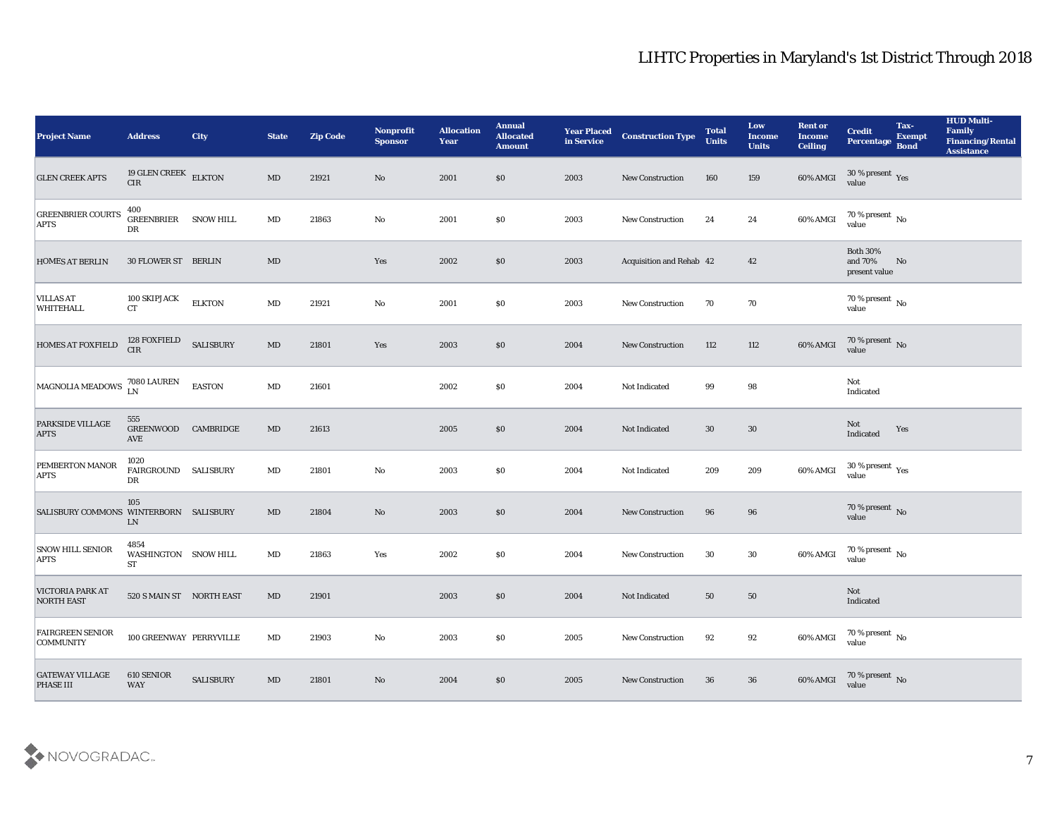# LIHTC Properties in Maryland's 1st District Through 2018

| Project Name | Address | City | State | Zip Code | Nonprofit Sponsor | Allocation Year | Annual Allocated Amount | Year Placed in Service | Construction Type | Total Units | Low Income Units | Rent or Income Ceiling | Credit Percentage | Tax-Exempt Bond | HUD Multi-Family Financing/Rental Assistance |
|---|---|---|---|---|---|---|---|---|---|---|---|---|---|---|---|
| GLEN CREEK APTS | 19 GLEN CREEK CIR | ELKTON | MD | 21921 | No | 2001 | $0 | 2003 | New Construction | 160 | 159 | 60% AMGI | 30 % present value | Yes | |
| GREENBRIER COURTS APTS | 400 GREENBRIER DR | SNOW HILL | MD | 21863 | No | 2001 | $0 | 2003 | New Construction | 24 | 24 | 60% AMGI | 70 % present value | No | |
| HOMES AT BERLIN | 30 FLOWER ST | BERLIN | MD | | Yes | 2002 | $0 | 2003 | Acquisition and Rehab | 42 | 42 | | Both 30% and 70% present value | No | |
| VILLAS AT WHITEHALL | 100 SKIPJACK CT | ELKTON | MD | 21921 | No | 2001 | $0 | 2003 | New Construction | 70 | 70 | | 70 % present value | No | |
| HOMES AT FOXFIELD | 128 FOXFIELD CIR | SALISBURY | MD | 21801 | Yes | 2003 | $0 | 2004 | New Construction | 112 | 112 | 60% AMGI | 70 % present value | No | |
| MAGNOLIA MEADOWS | 7080 LAUREN LN | EASTON | MD | 21601 | | 2002 | $0 | 2004 | Not Indicated | 99 | 98 | | Not Indicated | | |
| PARKSIDE VILLAGE APTS | 555 GREENWOOD AVE | CAMBRIDGE | MD | 21613 | | 2005 | $0 | 2004 | Not Indicated | 30 | 30 | | Not Indicated | Yes | |
| PEMBERTON MANOR APTS | 1020 FAIRGROUND DR | SALISBURY | MD | 21801 | No | 2003 | $0 | 2004 | Not Indicated | 209 | 209 | 60% AMGI | 30 % present value | Yes | |
| SALISBURY COMMONS | 105 WINTERBORN LN | SALISBURY | MD | 21804 | No | 2003 | $0 | 2004 | New Construction | 96 | 96 | | 70 % present value | No | |
| SNOW HILL SENIOR APTS | 4854 WASHINGTON ST | SNOW HILL | MD | 21863 | Yes | 2002 | $0 | 2004 | New Construction | 30 | 30 | 60% AMGI | 70 % present value | No | |
| VICTORIA PARK AT NORTH EAST | 520 S MAIN ST | NORTH EAST | MD | 21901 | | 2003 | $0 | 2004 | Not Indicated | 50 | 50 | | Not Indicated | | |
| FAIRGREEN SENIOR COMMUNITY | 100 GREENWAY | PERRYVILLE | MD | 21903 | No | 2003 | $0 | 2005 | New Construction | 92 | 92 | 60% AMGI | 70 % present value | No | |
| GATEWAY VILLAGE PHASE III | 610 SENIOR WAY | SALISBURY | MD | 21801 | No | 2004 | $0 | 2005 | New Construction | 36 | 36 | 60% AMGI | 70 % present value | No | |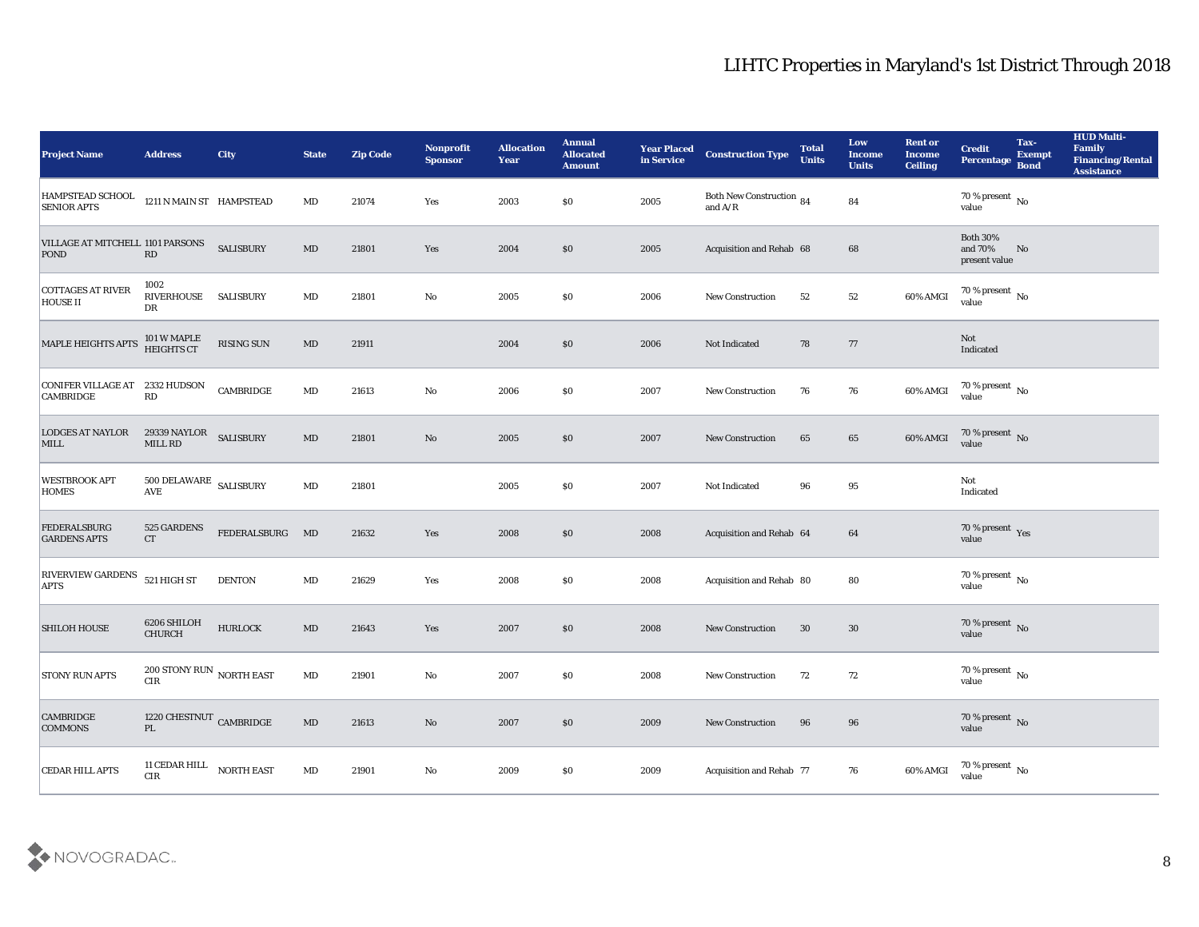## LIHTC Properties in Maryland's 1st District Through 2018

| Project Name | Address | City | State | Zip Code | Nonprofit Sponsor | Allocation Year | Annual Allocated Amount | Year Placed in Service | Construction Type | Total Units | Low Income Units | Rent or Income Ceiling | Credit Percentage | Tax-Exempt Bond | HUD Multi-Family Financing/Rental Assistance |
|---|---|---|---|---|---|---|---|---|---|---|---|---|---|---|---|
| HAMPSTEAD SCHOOL SENIOR APTS | 1211 N MAIN ST | HAMPSTEAD | MD | 21074 | Yes | 2003 | $0 | 2005 | Both New Construction and A/R | 84 | 84 | | 70 % present value | No | |
| VILLAGE AT MITCHELL POND | 1101 PARSONS RD | SALISBURY | MD | 21801 | Yes | 2004 | $0 | 2005 | Acquisition and Rehab | 68 | 68 | | Both 30% and 70% present value | No | |
| COTTAGES AT RIVER HOUSE II | 1002 RIVERHOUSE DR | SALISBURY | MD | 21801 | No | 2005 | $0 | 2006 | New Construction | 52 | 52 | 60% AMGI | 70 % present value | No | |
| MAPLE HEIGHTS APTS | 101 W MAPLE HEIGHTS CT | RISING SUN | MD | 21911 | | 2004 | $0 | 2006 | Not Indicated | 78 | 77 | | Not Indicated | | |
| CONIFER VILLAGE AT CAMBRIDGE | 2332 HUDSON RD | CAMBRIDGE | MD | 21613 | No | 2006 | $0 | 2007 | New Construction | 76 | 76 | 60% AMGI | 70 % present value | No | |
| LODGES AT NAYLOR MILL | 29339 NAYLOR MILL RD | SALISBURY | MD | 21801 | No | 2005 | $0 | 2007 | New Construction | 65 | 65 | 60% AMGI | 70 % present value | No | |
| WESTBROOK APT HOMES | 500 DELAWARE AVE | SALISBURY | MD | 21801 | | 2005 | $0 | 2007 | Not Indicated | 96 | 95 | | Not Indicated | | |
| FEDERALSBURG GARDENS APTS | 525 GARDENS CT | FEDERALSBURG | MD | 21632 | Yes | 2008 | $0 | 2008 | Acquisition and Rehab | 64 | 64 | | 70 % present value | Yes | |
| RIVERVIEW GARDENS APTS | 521 HIGH ST | DENTON | MD | 21629 | Yes | 2008 | $0 | 2008 | Acquisition and Rehab | 80 | 80 | | 70 % present value | No | |
| SHILOH HOUSE | 6206 SHILOH CHURCH | HURLOCK | MD | 21643 | Yes | 2007 | $0 | 2008 | New Construction | 30 | 30 | | 70 % present value | No | |
| STONY RUN APTS | 200 STONY RUN CIR | NORTH EAST | MD | 21901 | No | 2007 | $0 | 2008 | New Construction | 72 | 72 | | 70 % present value | No | |
| CAMBRIDGE COMMONS | 1220 CHESTNUT PL | CAMBRIDGE | MD | 21613 | No | 2007 | $0 | 2009 | New Construction | 96 | 96 | | 70 % present value | No | |
| CEDAR HILL APTS | 11 CEDAR HILL CIR | NORTH EAST | MD | 21901 | No | 2009 | $0 | 2009 | Acquisition and Rehab | 77 | 76 | 60% AMGI | 70 % present value | No | |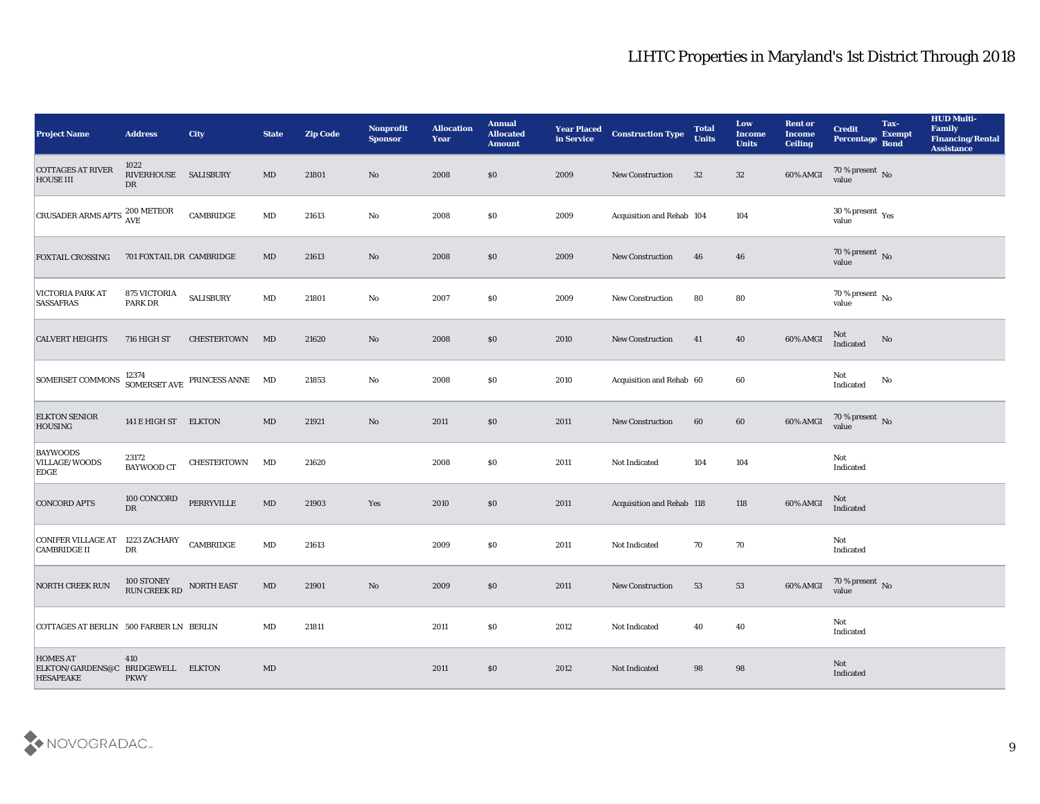# LIHTC Properties in Maryland's 1st District Through 2018

| Project Name | Address | City | State | Zip Code | Nonprofit Sponsor | Allocation Year | Annual Allocated Amount | Year Placed in Service | Construction Type | Total Units | Low Income Units | Rent or Income Ceiling | Credit Percentage | Tax-Exempt Bond | HUD Multi-Family Financing/Rental Assistance |
|---|---|---|---|---|---|---|---|---|---|---|---|---|---|---|---|
| COTTAGES AT RIVER HOUSE III | 1022 RIVERHOUSE DR | SALISBURY | MD | 21801 | No | 2008 | $0 | 2009 | New Construction | 32 | 32 | 60% AMGI | 70 % present value | No | |
| CRUSADER ARMS APTS | 200 METEOR AVE | CAMBRIDGE | MD | 21613 | No | 2008 | $0 | 2009 | Acquisition and Rehab | 104 | 104 | | 30 % present value | Yes | |
| FOXTAIL CROSSING | 701 FOXTAIL DR | CAMBRIDGE | MD | 21613 | No | 2008 | $0 | 2009 | New Construction | 46 | 46 | | 70 % present value | No | |
| VICTORIA PARK AT SASSAFRAS | 875 VICTORIA PARK DR | SALISBURY | MD | 21801 | No | 2007 | $0 | 2009 | New Construction | 80 | 80 | | 70 % present value | No | |
| CALVERT HEIGHTS | 716 HIGH ST | CHESTERTOWN | MD | 21620 | No | 2008 | $0 | 2010 | New Construction | 41 | 40 | 60% AMGI | Not Indicated | No | |
| SOMERSET COMMONS | 12374 SOMERSET AVE | PRINCESS ANNE | MD | 21853 | No | 2008 | $0 | 2010 | Acquisition and Rehab | 60 | 60 | | Not Indicated | No | |
| ELKTON SENIOR HOUSING | 141 E HIGH ST | ELKTON | MD | 21921 | No | 2011 | $0 | 2011 | New Construction | 60 | 60 | 60% AMGI | 70 % present value | No | |
| BAYWOODS VILLAGE/WOODS EDGE | 23172 BAYWOOD CT | CHESTERTOWN | MD | 21620 | | 2008 | $0 | 2011 | Not Indicated | 104 | 104 | | Not Indicated | | |
| CONCORD APTS | 100 CONCORD DR | PERRYVILLE | MD | 21903 | Yes | 2010 | $0 | 2011 | Acquisition and Rehab | 118 | 118 | 60% AMGI | Not Indicated | | |
| CONIFER VILLAGE AT CAMBRIDGE II | 1223 ZACHARY DR | CAMBRIDGE | MD | 21613 | | 2009 | $0 | 2011 | Not Indicated | 70 | 70 | | Not Indicated | | |
| NORTH CREEK RUN | 100 STONEY RUN CREEK RD | NORTH EAST | MD | 21901 | No | 2009 | $0 | 2011 | New Construction | 53 | 53 | 60% AMGI | 70 % present value | No | |
| COTTAGES AT BERLIN | 500 FARBER LN | BERLIN | MD | 21811 | | 2011 | $0 | 2012 | Not Indicated | 40 | 40 | | Not Indicated | | |
| HOMES AT ELKTON/GARDENS@CHESAPEAKE | 410 BRIDGEWELL PKWY | ELKTON | MD | | | 2011 | $0 | 2012 | Not Indicated | 98 | 98 | | Not Indicated | | |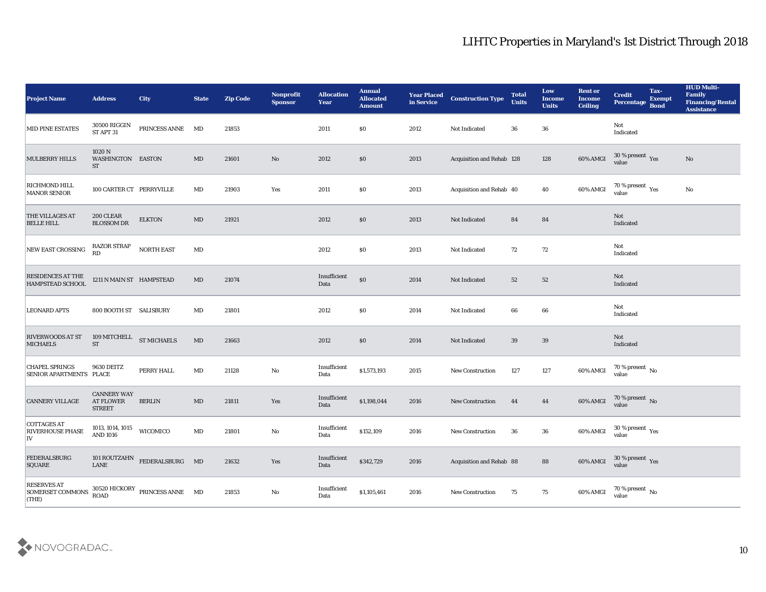# LIHTC Properties in Maryland's 1st District Through 2018

| Project Name | Address | City | State | Zip Code | Nonprofit Sponsor | Allocation Year | Annual Allocated Amount | Year Placed in Service | Construction Type | Total Units | Low Income Units | Rent or Income Ceiling | Credit Percentage | Tax-Exempt Bond | HUD Multi-Family Financing/Rental Assistance |
|---|---|---|---|---|---|---|---|---|---|---|---|---|---|---|---|
| MID PINE ESTATES | 30500 RIGGIN ST APT 31 | PRINCESS ANNE | MD | 21853 | | 2011 | $0 | 2012 | Not Indicated | 36 | 36 | | Not Indicated | | |
| MULBERRY HILLS | 1020 N WASHINGTON ST | EASTON | MD | 21601 | No | 2012 | $0 | 2013 | Acquisition and Rehab | 128 | 128 | 60% AMGI | 30 % present value | Yes | No |
| RICHMOND HILL MANOR SENIOR | 100 CARTER CT | PERRYVILLE | MD | 21903 | Yes | 2011 | $0 | 2013 | Acquisition and Rehab | 40 | 40 | 60% AMGI | 70 % present value | Yes | No |
| THE VILLAGES AT BELLE HILL | 200 CLEAR BLOSSOM DR | ELKTON | MD | 21921 | | 2012 | $0 | 2013 | Not Indicated | 84 | 84 | | Not Indicated | | |
| NEW EAST CROSSING | RAZOR STRAP RD | NORTH EAST | MD | | | 2012 | $0 | 2013 | Not Indicated | 72 | 72 | | Not Indicated | | |
| RESIDENCES AT THE HAMPSTEAD SCHOOL | 1211 N MAIN ST | HAMPSTEAD | MD | 21074 | | Insufficient Data | $0 | 2014 | Not Indicated | 52 | 52 | | Not Indicated | | |
| LEONARD APTS | 800 BOOTH ST | SALISBURY | MD | 21801 | | 2012 | $0 | 2014 | Not Indicated | 66 | 66 | | Not Indicated | | |
| RIVERWOODS AT ST MICHAELS | 109 MITCHELL ST | ST MICHAELS | MD | 21663 | | 2012 | $0 | 2014 | Not Indicated | 39 | 39 | | Not Indicated | | |
| CHAPEL SPRINGS SENIOR APARTMENTS | 9630 DEITZ PLACE | PERRY HALL | MD | 21128 | No | Insufficient Data | $1,573,193 | 2015 | New Construction | 127 | 127 | 60% AMGI | 70 % present value | No | |
| CANNERY VILLAGE | CANNERY WAY AT FLOWER STREET | BERLIN | MD | 21811 | Yes | Insufficient Data | $1,198,044 | 2016 | New Construction | 44 | 44 | 60% AMGI | 70 % present value | No | |
| COTTAGES AT RIVERHOUSE PHASE IV | 1013, 1014, 1015 AND 1016 | WICOMICO | MD | 21801 | No | Insufficient Data | $152,109 | 2016 | New Construction | 36 | 36 | 60% AMGI | 30 % present value | Yes | |
| FEDERALSBURG SQUARE | 101 ROUTZAHN LANE | FEDERALSBURG | MD | 21632 | Yes | Insufficient Data | $342,729 | 2016 | Acquisition and Rehab | 88 | 88 | 60% AMGI | 30 % present value | Yes | |
| RESERVES AT SOMERSET COMMONS (THE) | 30520 HICKORY ROAD | PRINCESS ANNE | MD | 21853 | No | Insufficient Data | $1,105,461 | 2016 | New Construction | 75 | 75 | 60% AMGI | 70 % present value | No | |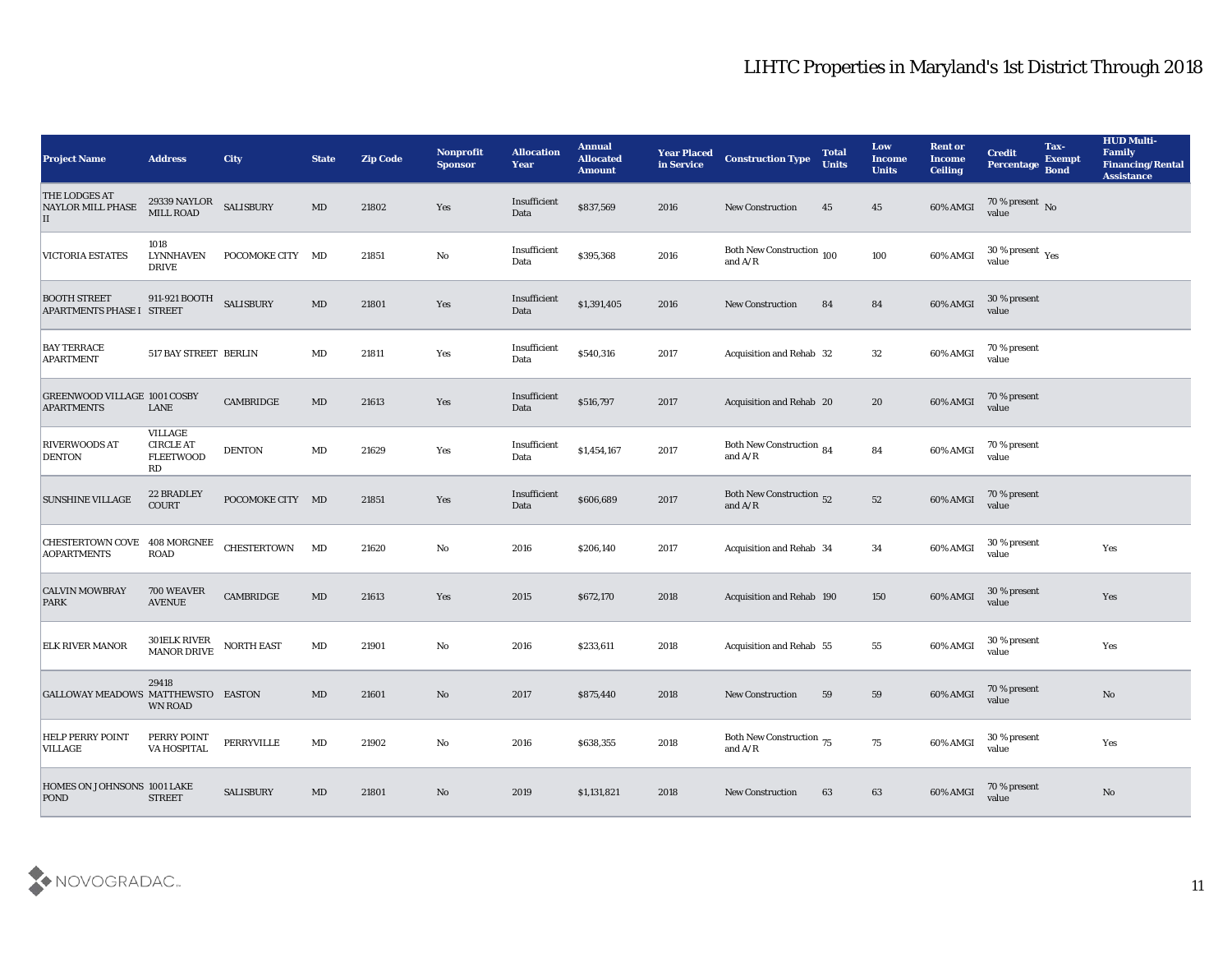# LIHTC Properties in Maryland's 1st District Through 2018

| Project Name | Address | City | State | Zip Code | Nonprofit Sponsor | Allocation Year | Annual Allocated Amount | Year Placed in Service | Construction Type | Total Units | Low Income Units | Rent or Income Ceiling | Credit Percentage | Tax-Exempt Bond | HUD Multi-Family Financing/Rental Assistance |
|---|---|---|---|---|---|---|---|---|---|---|---|---|---|---|---|
| THE LODGES AT NAYLOR MILL PHASE II | 29339 NAYLOR MILL ROAD | SALISBURY | MD | 21802 | Yes | Insufficient Data | $837,569 | 2016 | New Construction | 45 | 45 | 60% AMGI | 70 % present value | No | |
| VICTORIA ESTATES | 1018 LYNNHAVEN DRIVE | POCOMOKE CITY | MD | 21851 | No | Insufficient Data | $395,368 | 2016 | Both New Construction and A/R | 100 | 100 | 60% AMGI | 30 % present value | Yes | |
| BOOTH STREET APARTMENTS PHASE I | 911-921 BOOTH STREET | SALISBURY | MD | 21801 | Yes | Insufficient Data | $1,391,405 | 2016 | New Construction | 84 | 84 | 60% AMGI | 30 % present value | | |
| BAY TERRACE APARTMENT | 517 BAY STREET | BERLIN | MD | 21811 | Yes | Insufficient Data | $540,316 | 2017 | Acquisition and Rehab | 32 | 32 | 60% AMGI | 70 % present value | | |
| GREENWOOD VILLAGE APARTMENTS | 1001 COSBY LANE | CAMBRIDGE | MD | 21613 | Yes | Insufficient Data | $516,797 | 2017 | Acquisition and Rehab | 20 | 20 | 60% AMGI | 70 % present value | | |
| RIVERWOODS AT DENTON | VILLAGE CIRCLE AT FLEETWOOD RD | DENTON | MD | 21629 | Yes | Insufficient Data | $1,454,167 | 2017 | Both New Construction and A/R | 84 | 84 | 60% AMGI | 70 % present value | | |
| SUNSHINE VILLAGE | 22 BRADLEY COURT | POCOMOKE CITY | MD | 21851 | Yes | Insufficient Data | $606,689 | 2017 | Both New Construction and A/R | 52 | 52 | 60% AMGI | 70 % present value | | |
| CHESTERTOWN COVE AOPARTMENTS | 408 MORGNEE ROAD | CHESTERTOWN | MD | 21620 | No | 2016 | $206,140 | 2017 | Acquisition and Rehab | 34 | 34 | 60% AMGI | 30 % present value | | Yes |
| CALVIN MOWBRAY PARK | 700 WEAVER AVENUE | CAMBRIDGE | MD | 21613 | Yes | 2015 | $672,170 | 2018 | Acquisition and Rehab | 190 | 150 | 60% AMGI | 30 % present value | | Yes |
| ELK RIVER MANOR | 301ELK RIVER MANOR DRIVE | NORTH EAST | MD | 21901 | No | 2016 | $233,611 | 2018 | Acquisition and Rehab | 55 | 55 | 60% AMGI | 30 % present value | | Yes |
| GALLOWAY MEADOWS | 29418 MATTHEWSTOWN ROAD | EASTON | MD | 21601 | No | 2017 | $875,440 | 2018 | New Construction | 59 | 59 | 60% AMGI | 70 % present value | | No |
| HELP PERRY POINT VILLAGE | PERRY POINT VA HOSPITAL | PERRYVILLE | MD | 21902 | No | 2016 | $638,355 | 2018 | Both New Construction and A/R | 75 | 75 | 60% AMGI | 30 % present value | | Yes |
| HOMES ON JOHNSONS POND | 1001 LAKE STREET | SALISBURY | MD | 21801 | No | 2019 | $1,131,821 | 2018 | New Construction | 63 | 63 | 60% AMGI | 70 % present value | | No |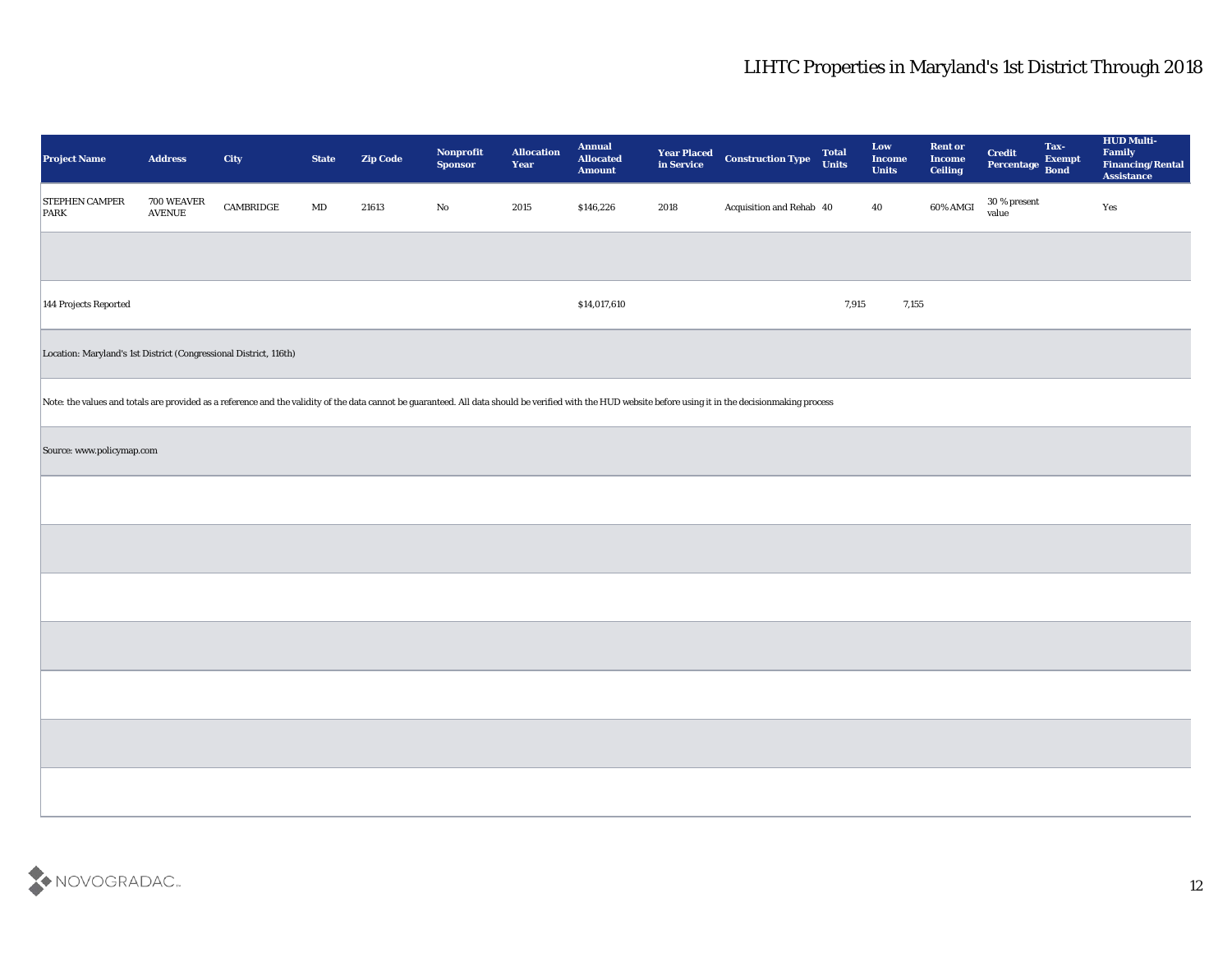| Project Name | Address | City | State | Zip Code | Nonprofit Sponsor | Allocation Year | Annual Allocated Amount | Year Placed in Service | Construction Type | Total Units | Low Income Units | Rent or Income Ceiling | Credit Percentage | Tax-Exempt Bond | HUD Multi-Family Financing/Rental Assistance |
|---|---|---|---|---|---|---|---|---|---|---|---|---|---|---|---|
| STEPHEN CAMPER PARK | 700 WEAVER AVENUE | CAMBRIDGE | MD | 21613 | No | 2015 | $146,226 | 2018 | Acquisition and Rehab | 40 | 40 | 60% AMGI | 30 % present value | | Yes |
| | | | | | | | | | | | | | | | |
| 144 Projects Reported | | | | | | | $14,017,610 | | | 7,915 | 7,155 | | | | |

Location: Maryland's 1st District (Congressional District, 116th)

Note: the values and totals are provided as a reference and the validity of the data cannot be guaranteed. All data should be verified with the HUD website before using it in the decisionmaking process

Source: www.policymap.com